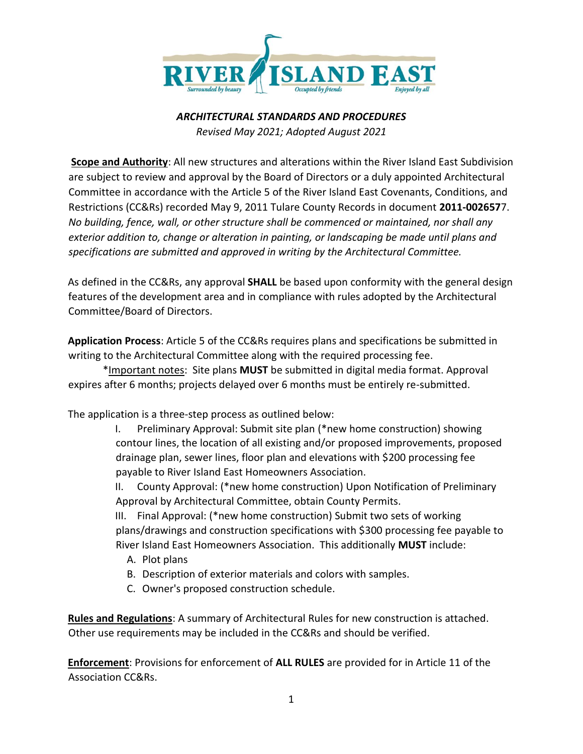RIVER ISLAND EAST

Surrounded by beauty — Occupied by friends — Enjoyed by all

***ARCHITECTURAL STANDARDS AND PROCEDURES***

*Revised May 2021; Adopted August 2021*

**Scope and Authority**: All new structures and alterations within the River Island East Subdivision are subject to review and approval by the Board of Directors or a duly appointed Architectural Committee in accordance with the Article 5 of the River Island East Covenants, Conditions, and Restrictions (CC&Rs) recorded May 9, 2011 Tulare County Records in document **2011-002657**7. *No building, fence, wall, or other structure shall be commenced or maintained, nor shall any exterior addition to, change or alteration in painting, or landscaping be made until plans and specifications are submitted and approved in writing by the Architectural Committee.*

As defined in the CC&Rs, any approval **SHALL** be based upon conformity with the general design features of the development area and in compliance with rules adopted by the Architectural Committee/Board of Directors.

**Application Process**: Article 5 of the CC&Rs requires plans and specifications be submitted in writing to the Architectural Committee along with the required processing fee.

*Important notes: Site plans **MUST** be submitted in digital media format. Approval expires after 6 months; projects delayed over 6 months must be entirely re-submitted.

The application is a three-step process as outlined below:

I. Preliminary Approval: Submit site plan (*new home construction) showing contour lines, the location of all existing and/or proposed improvements, proposed drainage plan, sewer lines, floor plan and elevations with $200 processing fee payable to River Island East Homeowners Association.

II. County Approval: (*new home construction) Upon Notification of Preliminary Approval by Architectural Committee, obtain County Permits.

III. Final Approval: (*new home construction) Submit two sets of working plans/drawings and construction specifications with $300 processing fee payable to River Island East Homeowners Association. This additionally **MUST** include:

A. Plot plans
B. Description of exterior materials and colors with samples.
C. Owner's proposed construction schedule.

**Rules and Regulations**: A summary of Architectural Rules for new construction is attached. Other use requirements may be included in the CC&Rs and should be verified.

**Enforcement**: Provisions for enforcement of **ALL RULES** are provided for in Article 11 of the Association CC&Rs.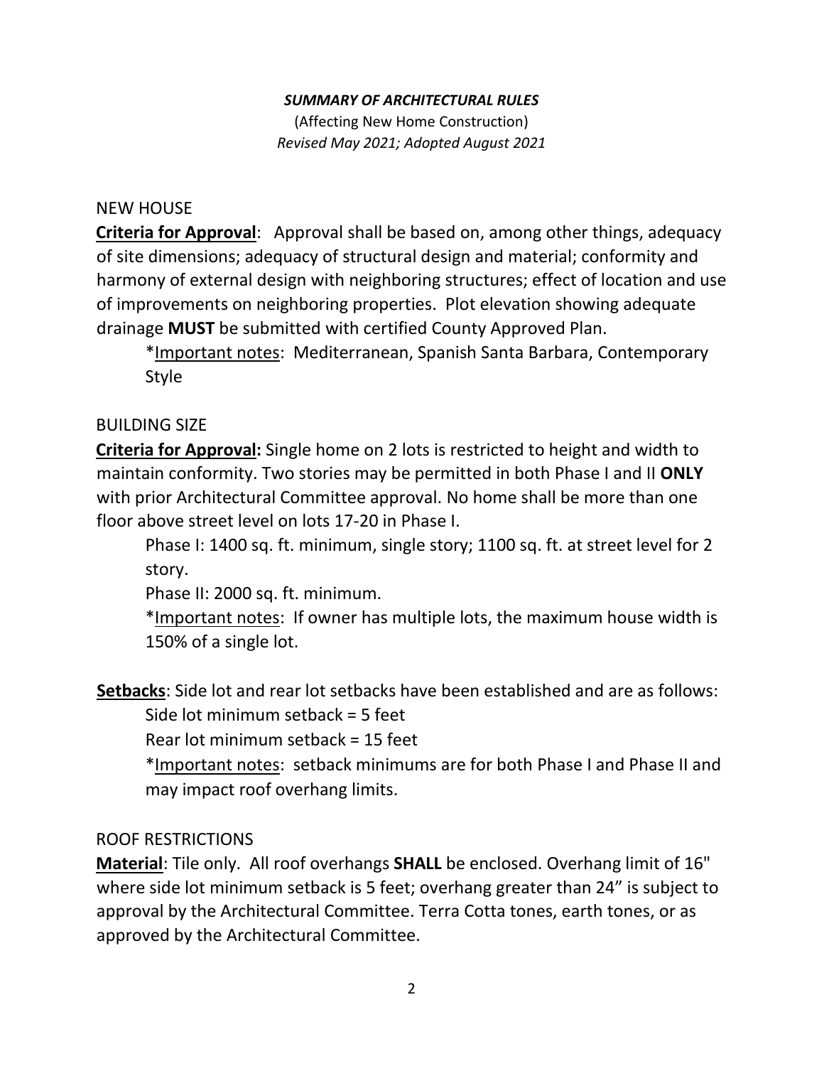***SUMMARY OF ARCHITECTURAL RULES***

(Affecting New Home Construction)

*Revised May 2021; Adopted August 2021*

NEW HOUSE

**Criteria for Approval**: Approval shall be based on, among other things, adequacy of site dimensions; adequacy of structural design and material; conformity and harmony of external design with neighboring structures; effect of location and use of improvements on neighboring properties. Plot elevation showing adequate drainage **MUST** be submitted with certified County Approved Plan.

> *Important notes: Mediterranean, Spanish Santa Barbara, Contemporary Style

BUILDING SIZE

**Criteria for Approval:** Single home on 2 lots is restricted to height and width to maintain conformity. Two stories may be permitted in both Phase I and II **ONLY** with prior Architectural Committee approval. No home shall be more than one floor above street level on lots 17-20 in Phase I.

> Phase I: 1400 sq. ft. minimum, single story; 1100 sq. ft. at street level for 2 story.
>
> Phase II: 2000 sq. ft. minimum.
>
> *Important notes: If owner has multiple lots, the maximum house width is 150% of a single lot.

**Setbacks**: Side lot and rear lot setbacks have been established and are as follows:

> Side lot minimum setback = 5 feet
>
> Rear lot minimum setback = 15 feet
>
> *Important notes: setback minimums are for both Phase I and Phase II and may impact roof overhang limits.

ROOF RESTRICTIONS

**Material**: Tile only. All roof overhangs **SHALL** be enclosed. Overhang limit of 16" where side lot minimum setback is 5 feet; overhang greater than 24" is subject to approval by the Architectural Committee. Terra Cotta tones, earth tones, or as approved by the Architectural Committee.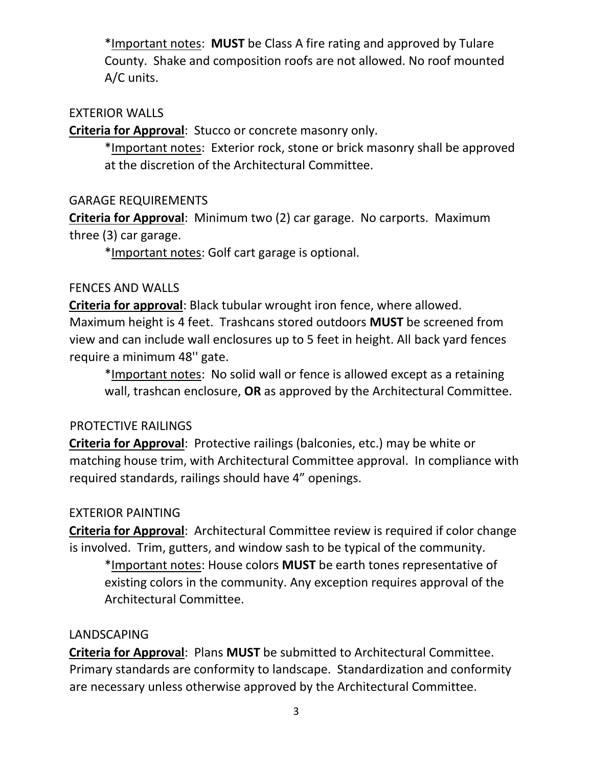*<u>Important notes</u>: **MUST** be Class A fire rating and approved by Tulare County. Shake and composition roofs are not allowed. No roof mounted A/C units.

EXTERIOR WALLS

**<u>Criteria for Approval</u>**: Stucco or concrete masonry only.

*<u>Important notes</u>: Exterior rock, stone or brick masonry shall be approved at the discretion of the Architectural Committee.

GARAGE REQUIREMENTS

**<u>Criteria for Approval</u>**: Minimum two (2) car garage. No carports. Maximum three (3) car garage.

*<u>Important notes</u>: Golf cart garage is optional.

FENCES AND WALLS

**<u>Criteria for approval</u>**: Black tubular wrought iron fence, where allowed. Maximum height is 4 feet. Trashcans stored outdoors **MUST** be screened from view and can include wall enclosures up to 5 feet in height. All back yard fences require a minimum 48'' gate.

*<u>Important notes</u>: No solid wall or fence is allowed except as a retaining wall, trashcan enclosure, **OR** as approved by the Architectural Committee.

PROTECTIVE RAILINGS

**<u>Criteria for Approval</u>**: Protective railings (balconies, etc.) may be white or matching house trim, with Architectural Committee approval. In compliance with required standards, railings should have 4" openings.

EXTERIOR PAINTING

**<u>Criteria for Approval</u>**: Architectural Committee review is required if color change is involved. Trim, gutters, and window sash to be typical of the community.

*<u>Important notes</u>: House colors **MUST** be earth tones representative of existing colors in the community. Any exception requires approval of the Architectural Committee.

LANDSCAPING

**<u>Criteria for Approval</u>**: Plans **MUST** be submitted to Architectural Committee. Primary standards are conformity to landscape. Standardization and conformity are necessary unless otherwise approved by the Architectural Committee.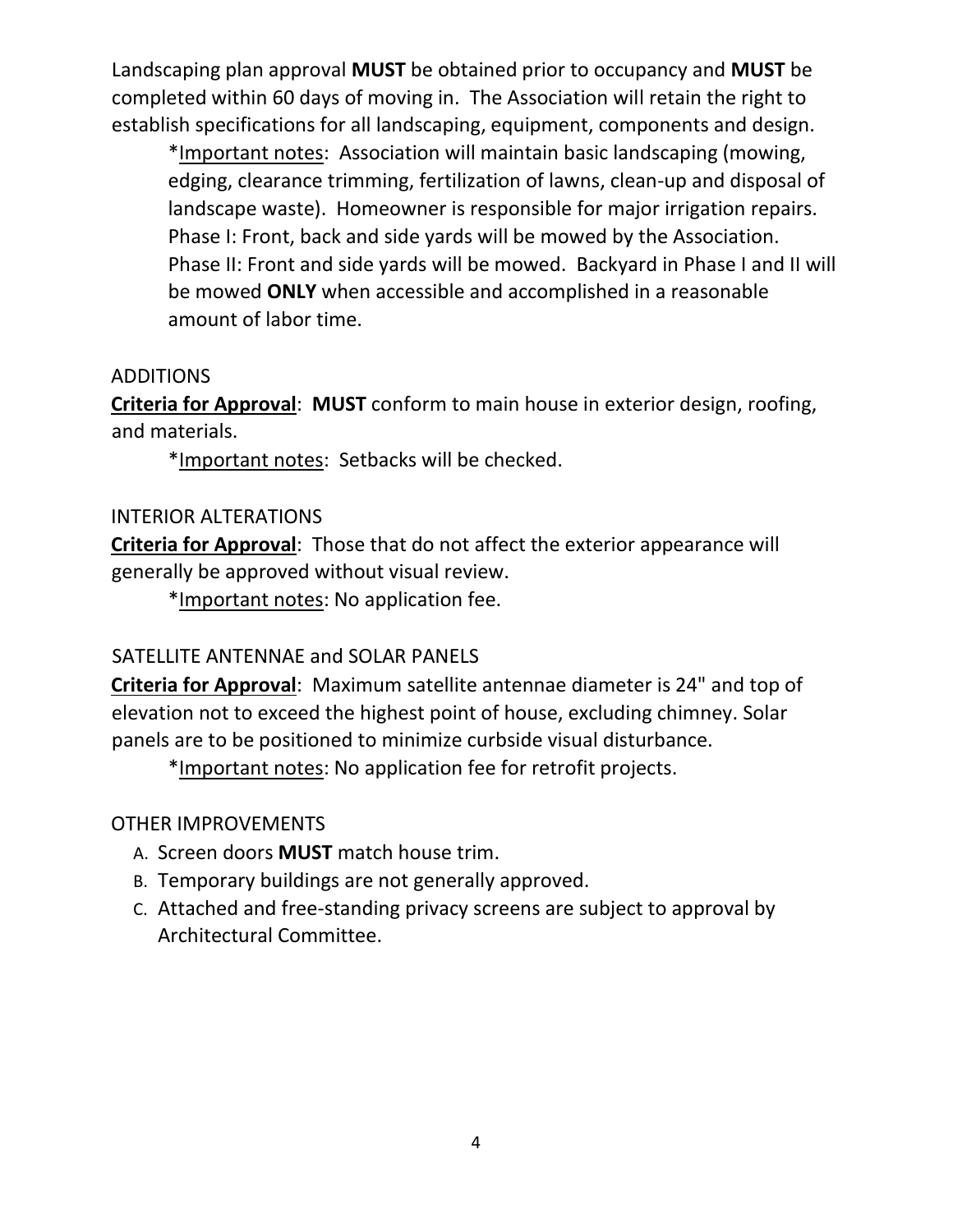Landscaping plan approval **MUST** be obtained prior to occupancy and **MUST** be completed within 60 days of moving in. The Association will retain the right to establish specifications for all landscaping, equipment, components and design.

> *Important notes: Association will maintain basic landscaping (mowing, edging, clearance trimming, fertilization of lawns, clean-up and disposal of landscape waste). Homeowner is responsible for major irrigation repairs. Phase I: Front, back and side yards will be mowed by the Association. Phase II: Front and side yards will be mowed. Backyard in Phase I and II will be mowed **ONLY** when accessible and accomplished in a reasonable amount of labor time.

ADDITIONS

**Criteria for Approval**: **MUST** conform to main house in exterior design, roofing, and materials.

> *Important notes: Setbacks will be checked.

INTERIOR ALTERATIONS

**Criteria for Approval**: Those that do not affect the exterior appearance will generally be approved without visual review.

> *Important notes: No application fee.

SATELLITE ANTENNAE and SOLAR PANELS

**Criteria for Approval**: Maximum satellite antennae diameter is 24" and top of elevation not to exceed the highest point of house, excluding chimney. Solar panels are to be positioned to minimize curbside visual disturbance.

> *Important notes: No application fee for retrofit projects.

OTHER IMPROVEMENTS

A. Screen doors **MUST** match house trim.
B. Temporary buildings are not generally approved.
C. Attached and free-standing privacy screens are subject to approval by Architectural Committee.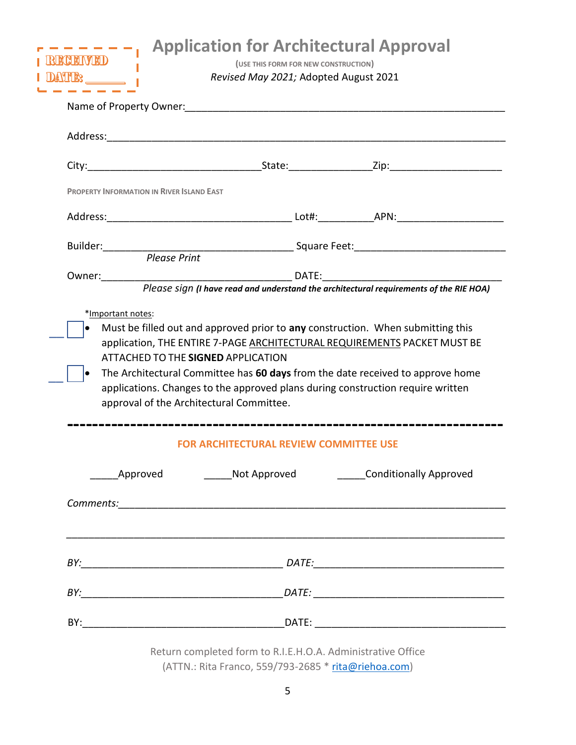RECEIVED
DATE: _______

# Application for Architectural Approval

(USE THIS FORM FOR NEW CONSTRUCTION)

*Revised May 2021;* Adopted August 2021

Name of Property Owner:_______________________________________________________

Address:_______________________________________________________________

City:______________________________State:______________Zip:___________________

PROPERTY INFORMATION IN RIVER ISLAND EAST

Address:_________________________________ Lot#:__________APN:__________________

Builder:__________________________________ Square Feet:__________________________

*Please Print*

Owner:__________________________________ DATE:_______________________________

*Please sign* ***(I have read and understand the architectural requirements of the RIE HOA)***

*Important notes:

- ☐ Must be filled out and approved prior to **any** construction. When submitting this application, THE ENTIRE 7-PAGE ARCHITECTURAL REQUIREMENTS PACKET MUST BE ATTACHED TO THE **SIGNED** APPLICATION
- ☐ The Architectural Committee has **60 days** from the date received to approve home applications. Changes to the approved plans during construction require written approval of the Architectural Committee.

---

## FOR ARCHITECTURAL REVIEW COMMITTEE USE

_____Approved  _____Not Approved  _____Conditionally Approved

*Comments:*_____________________________________________________________

_______________________________________________________________________

*BY:*___________________________________ *DATE:*______________________________

*BY:*___________________________________ *DATE:*______________________________

BY:___________________________________ DATE:______________________________

Return completed form to R.I.E.H.O.A. Administrative Office
(ATTN.: Rita Franco, 559/793-2685 * rita@riehoa.com)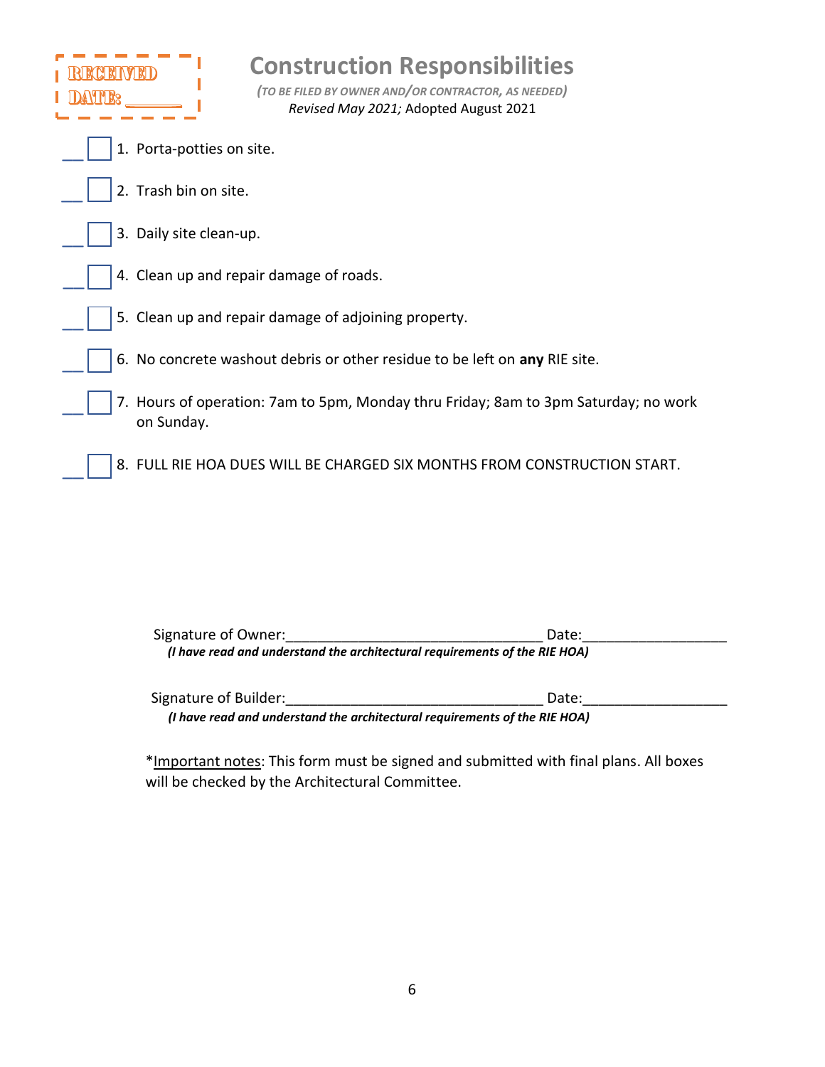RECEIVED DATE: ______

# Construction Responsibilities

*(TO BE FILED BY OWNER AND/OR CONTRACTOR, AS NEEDED)*
*Revised May 2021;* Adopted August 2021

- ___ ☐ 1. Porta-potties on site.
- ___ ☐ 2. Trash bin on site.
- ___ ☐ 3. Daily site clean-up.
- ___ ☐ 4. Clean up and repair damage of roads.
- ___ ☐ 5. Clean up and repair damage of adjoining property.
- ___ ☐ 6. No concrete washout debris or other residue to be left on **any** RIE site.
- ___ ☐ 7. Hours of operation: 7am to 5pm, Monday thru Friday; 8am to 3pm Saturday; no work on Sunday.
- ___ ☐ 8. FULL RIE HOA DUES WILL BE CHARGED SIX MONTHS FROM CONSTRUCTION START.

Signature of Owner:________________________________ Date:_________________
***(I have read and understand the architectural requirements of the RIE HOA)***

Signature of Builder:________________________________ Date:_________________
***(I have read and understand the architectural requirements of the RIE HOA)***

*Important notes: This form must be signed and submitted with final plans. All boxes will be checked by the Architectural Committee.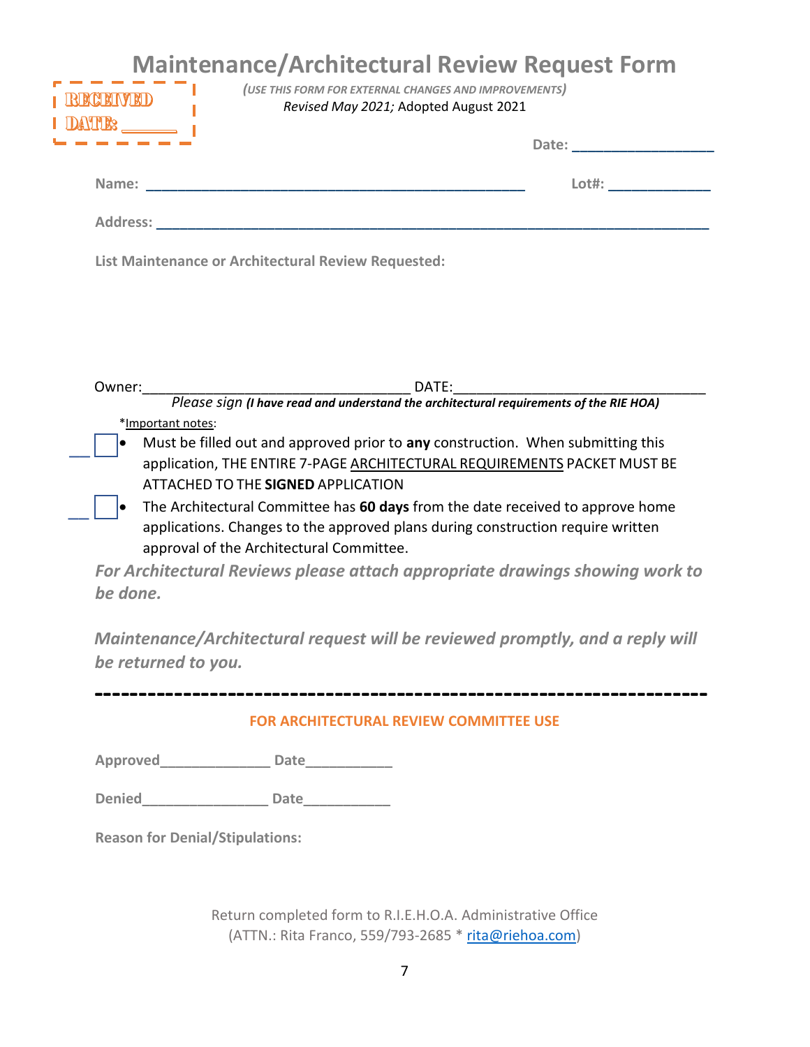# Maintenance/Architectural Review Request Form

RECEIVED
DATE: ______

*(USE THIS FORM FOR EXTERNAL CHANGES AND IMPROVEMENTS)*
*Revised May 2021;* Adopted August 2021

**Date: ________________**

**Name: ____________________________________________** **Lot#: ____________**

**Address: _________________________________________________________________**

**List Maintenance or Architectural Review Requested:**

Owner:________________________________ DATE:______________________________

*Please sign **(I have read and understand the architectural requirements of the RIE HOA)***

*Important notes:

- ___ ☐ Must be filled out and approved prior to **any** construction. When submitting this application, THE ENTIRE 7-PAGE ARCHITECTURAL REQUIREMENTS PACKET MUST BE ATTACHED TO THE **SIGNED** APPLICATION
- ___ ☐ The Architectural Committee has **60 days** from the date received to approve home applications. Changes to the approved plans during construction require written approval of the Architectural Committee.

***For Architectural Reviews please attach appropriate drawings showing work to be done.***

***Maintenance/Architectural request will be reviewed promptly, and a reply will be returned to you.***

---

**FOR ARCHITECTURAL REVIEW COMMITTEE USE**

**Approved_____________ Date__________**

**Denied_______________ Date__________**

**Reason for Denial/Stipulations:**

Return completed form to R.I.E.H.O.A. Administrative Office
(ATTN.: Rita Franco, 559/793-2685 * rita@riehoa.com)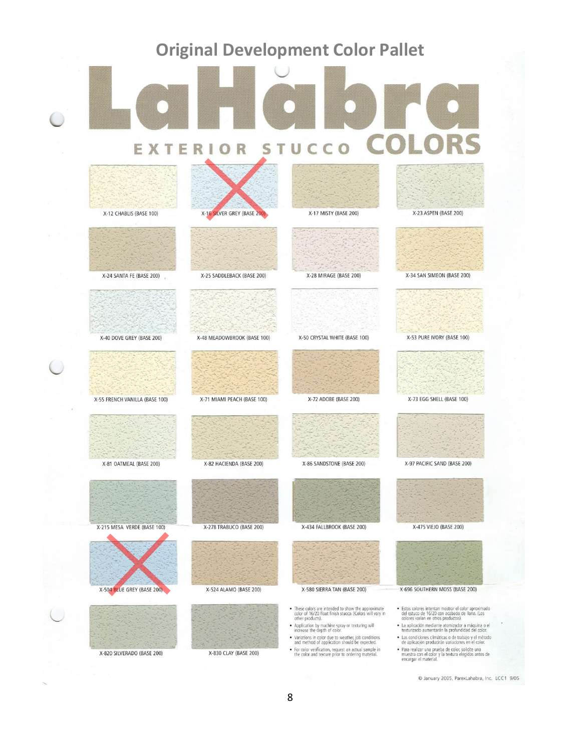# Original Development Color Pallet

# LaHabra

## EXTERIOR STUCCO COLORS

X-12 CHABLIS (BASE 100)

X-16 SILVER GREY (BASE 200)

X-17 MISTY (BASE 200)

X-23 ASPEN (BASE 200)

X-24 SANTA FE (BASE 200)

X-25 SADDLEBACK (BASE 200)

X-28 MIRAGE (BASE 200)

X-34 SAN SIMEON (BASE 200)

X-40 DOVE GREY (BASE 200)

X-48 MEADOWBROOK (BASE 100)

X-50 CRYSTAL WHITE (BASE 100)

X-53 PURE IVORY (BASE 100)

X-55 FRENCH VANILLA (BASE 100)

X-71 MIAMI PEACH (BASE 100)

X-72 ADOBE (BASE 200)

X-73 EGG SHELL (BASE 100)

X-81 OATMEAL (BASE 200)

X-82 HACIENDA (BASE 200)

X-86 SANDSTONE (BASE 200)

X-97 PACIFIC SAND (BASE 200)

X-215 MESA VERDE (BASE 100)

X-278 TRABUCO (BASE 200)

X-434 FALLBROOK (BASE 200)

X-475 VIEJO (BASE 200)

X-504 BLUE GREY (BASE 200)

X-524 ALAMO (BASE 200)

X-580 SIERRA TAN (BASE 200)

X-696 SOUTHERN MOSS (BASE 200)

X-820 SILVERADO (BASE 200)

X-830 CLAY (BASE 200)

- These colors are intended to show the approximate color of 16/20 float finish stucco. (Colors will vary in other products).
- Application by machine spray or texturing will increase the depth of color.
- Variations in color due to weather, job conditions and method of application should be expected.
- For color verification, request an actual sample in the color and texture prior to ordering material.

- Estos colores intentan mostrar el color aproximado del estuco de 16/20 con acabado de llana. (Los colores varían en otros productos).
- La aplicación mediante atomizador a máquina o el texturizado aumentarán la profundidad del color.
- Las condiciones climáticas o de trabajo y el método de aplicación producirán variaciones en el color.
- Para realizar una prueba de color, solicite una muestra con el color y la textura elegidos antes de encargar el material.

© January 2005, ParexLahabra, Inc. LCC1 9/05